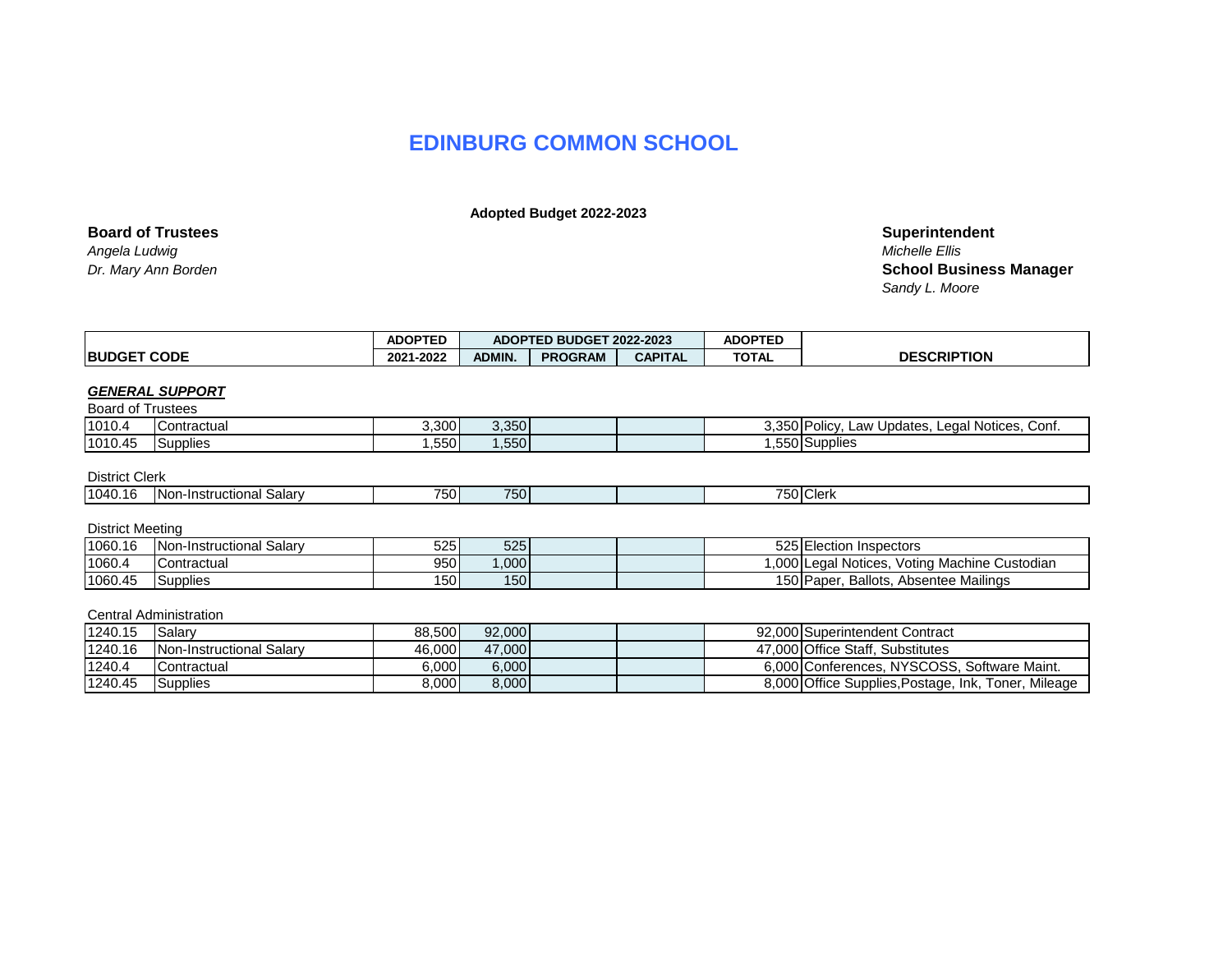# EDINBURG COMMON SCHOOL

**Adopted Budget 2022-2023**

**Board of Trustees**
*Angela Ludwig*
*Dr. Mary Ann Borden*

**Superintendent**
*Michelle Ellis*
**School Business Manager**
*Sandy L. Moore*

| BUDGET CODE | | ADOPTED 2021-2022 | ADOPTED BUDGET 2022-2023 ADMIN. | PROGRAM | CAPITAL | ADOPTED TOTAL | DESCRIPTION |
|---|---|---|---|---|---|---|---|
| ***GENERAL SUPPORT*** | | | | | | | |
| Board of Trustees | | | | | | | |
| 1010.4 | Contractual | 3,300 | 3,350 | | | 3,350 | Policy, Law Updates, Legal Notices, Conf. |
| 1010.45 | Supplies | 1,550 | 1,550 | | | 1,550 | Supplies |
| District Clerk | | | | | | | |
| 1040.16 | Non-Instructional Salary | 750 | 750 | | | 750 | Clerk |
| District Meeting | | | | | | | |
| 1060.16 | Non-Instructional Salary | 525 | 525 | | | 525 | Election Inspectors |
| 1060.4 | Contractual | 950 | 1,000 | | | 1,000 | Legal Notices, Voting Machine Custodian |
| 1060.45 | Supplies | 150 | 150 | | | 150 | Paper, Ballots, Absentee Mailings |
| Central Administration | | | | | | | |
| 1240.15 | Salary | 88,500 | 92,000 | | | 92,000 | Superintendent Contract |
| 1240.16 | Non-Instructional Salary | 46,000 | 47,000 | | | 47,000 | Office Staff, Substitutes |
| 1240.4 | Contractual | 6,000 | 6,000 | | | 6,000 | Conferences, NYSCOSS, Software Maint. |
| 1240.45 | Supplies | 8,000 | 8,000 | | | 8,000 | Office Supplies,Postage, Ink, Toner, Mileage |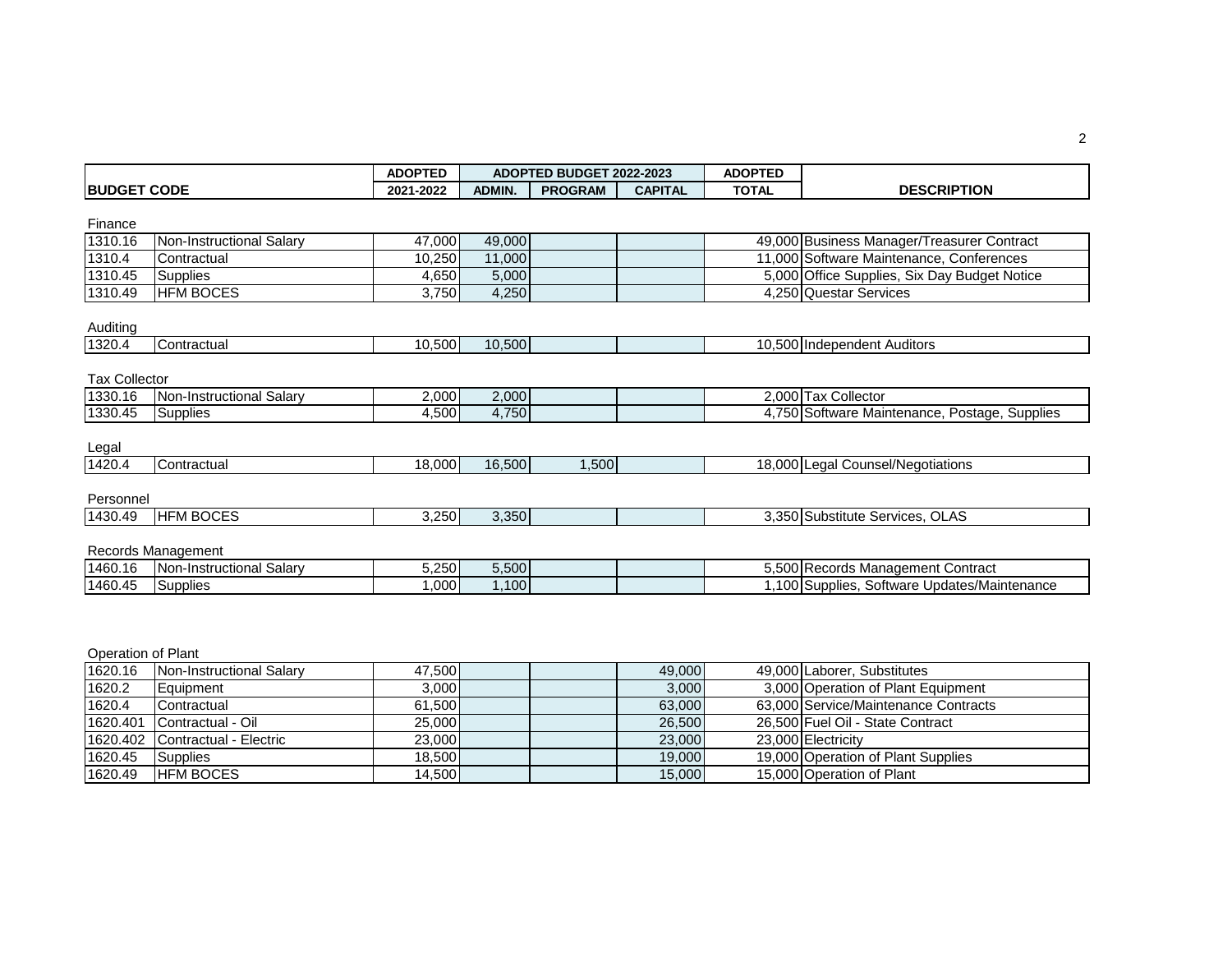| BUDGET CODE | | ADOPTED 2021-2022 | ADOPTED BUDGET 2022-2023 | | | ADOPTED | DESCRIPTION |
|---|---|---|---|---|---|---|---|
| | | | ADMIN. | PROGRAM | CAPITAL | TOTAL | |
| **Finance** | | | | | | | |
| 1310.16 | Non-Instructional Salary | 47,000 | 49,000 | | | 49,000 | Business Manager/Treasurer Contract |
| 1310.4 | Contractual | 10,250 | 11,000 | | | 11,000 | Software Maintenance, Conferences |
| 1310.45 | Supplies | 4,650 | 5,000 | | | 5,000 | Office Supplies, Six Day Budget Notice |
| 1310.49 | HFM BOCES | 3,750 | 4,250 | | | 4,250 | Questar Services |
| **Auditing** | | | | | | | |
| 1320.4 | Contractual | 10,500 | 10,500 | | | 10,500 | Independent Auditors |
| **Tax Collector** | | | | | | | |
| 1330.16 | Non-Instructional Salary | 2,000 | 2,000 | | | 2,000 | Tax Collector |
| 1330.45 | Supplies | 4,500 | 4,750 | | | 4,750 | Software Maintenance, Postage, Supplies |
| **Legal** | | | | | | | |
| 1420.4 | Contractual | 18,000 | 16,500 | 1,500 | | 18,000 | Legal Counsel/Negotiations |
| **Personnel** | | | | | | | |
| 1430.49 | HFM BOCES | 3,250 | 3,350 | | | 3,350 | Substitute Services, OLAS |
| **Records Management** | | | | | | | |
| 1460.16 | Non-Instructional Salary | 5,250 | 5,500 | | | 5,500 | Records Management Contract |
| 1460.45 | Supplies | 1,000 | 1,100 | | | 1,100 | Supplies, Software Updates/Maintenance |
| **Operation of Plant** | | | | | | | |
| 1620.16 | Non-Instructional Salary | 47,500 | | | 49,000 | 49,000 | Laborer, Substitutes |
| 1620.2 | Equipment | 3,000 | | | 3,000 | 3,000 | Operation of Plant Equipment |
| 1620.4 | Contractual | 61,500 | | | 63,000 | 63,000 | Service/Maintenance Contracts |
| 1620.401 | Contractual - Oil | 25,000 | | | 26,500 | 26,500 | Fuel Oil - State Contract |
| 1620.402 | Contractual - Electric | 23,000 | | | 23,000 | 23,000 | Electricity |
| 1620.45 | Supplies | 18,500 | | | 19,000 | 19,000 | Operation of Plant Supplies |
| 1620.49 | HFM BOCES | 14,500 | | | 15,000 | 15,000 | Operation of Plant |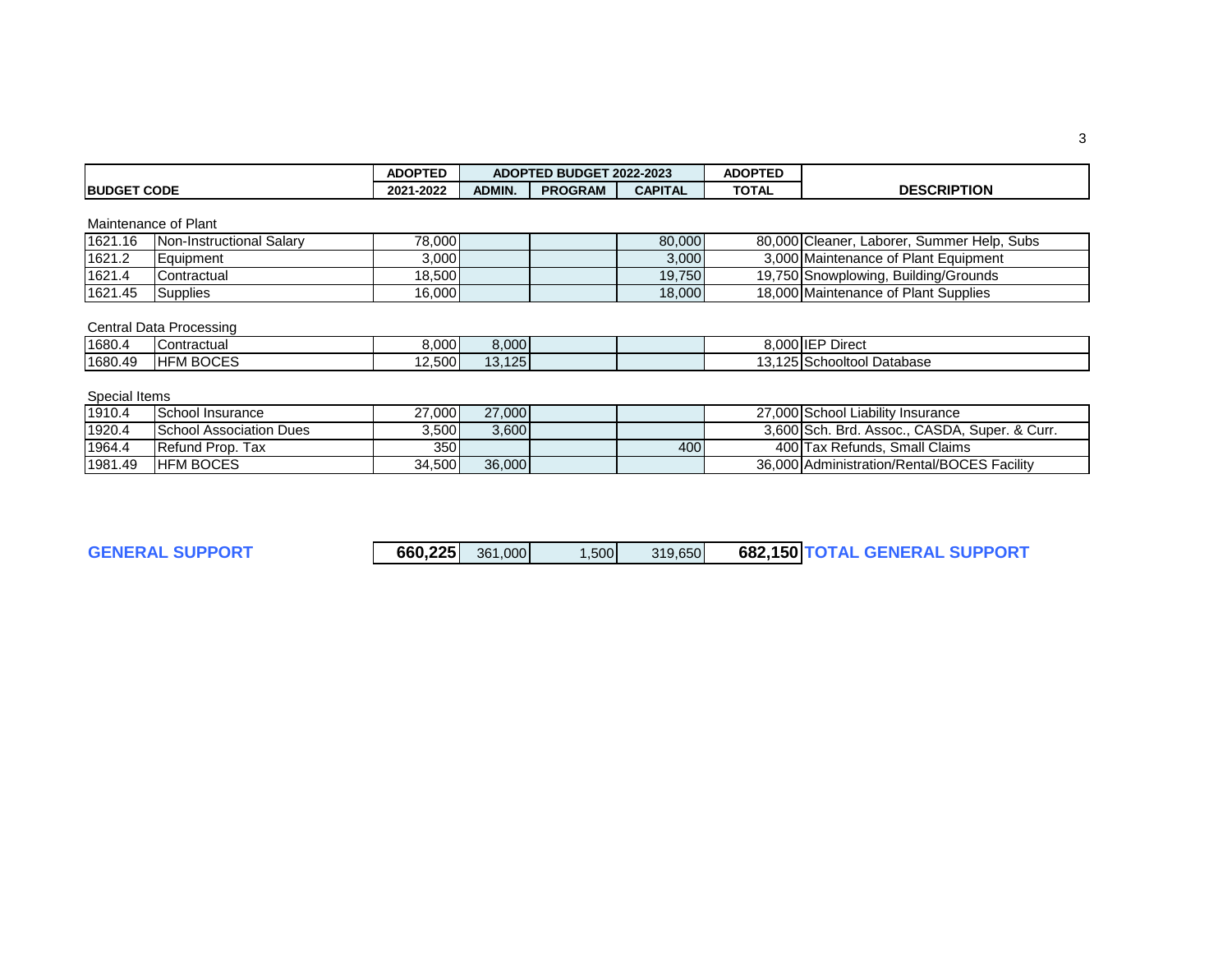| BUDGET CODE | | ADOPTED 2021-2022 | ADOPTED BUDGET 2022-2023 | | | ADOPTED TOTAL | DESCRIPTION |
|---|---|---|---|---|---|---|---|
| | | | ADMIN. | PROGRAM | CAPITAL | | |
| **Maintenance of Plant** | | | | | | | |
| 1621.16 | Non-Instructional Salary | 78,000 | | | 80,000 | 80,000 | Cleaner, Laborer, Summer Help, Subs |
| 1621.2 | Equipment | 3,000 | | | 3,000 | 3,000 | Maintenance of Plant Equipment |
| 1621.4 | Contractual | 18,500 | | | 19,750 | 19,750 | Snowplowing, Building/Grounds |
| 1621.45 | Supplies | 16,000 | | | 18,000 | 18,000 | Maintenance of Plant Supplies |
| **Central Data Processing** | | | | | | | |
| 1680.4 | Contractual | 8,000 | 8,000 | | | 8,000 | IEP Direct |
| 1680.49 | HFM BOCES | 12,500 | 13,125 | | | 13,125 | Schooltool Database |
| **Special Items** | | | | | | | |
| 1910.4 | School Insurance | 27,000 | 27,000 | | | 27,000 | School Liability Insurance |
| 1920.4 | School Association Dues | 3,500 | 3,600 | | | 3,600 | Sch. Brd. Assoc., CASDA, Super. & Curr. |
| 1964.4 | Refund Prop. Tax | 350 | | | 400 | 400 | Tax Refunds, Small Claims |
| 1981.49 | HFM BOCES | 34,500 | 36,000 | | | 36,000 | Administration/Rental/BOCES Facility |
| **GENERAL SUPPORT** | | **660,225** | 361,000 | 1,500 | 319,650 | **682,150** | **TOTAL GENERAL SUPPORT** |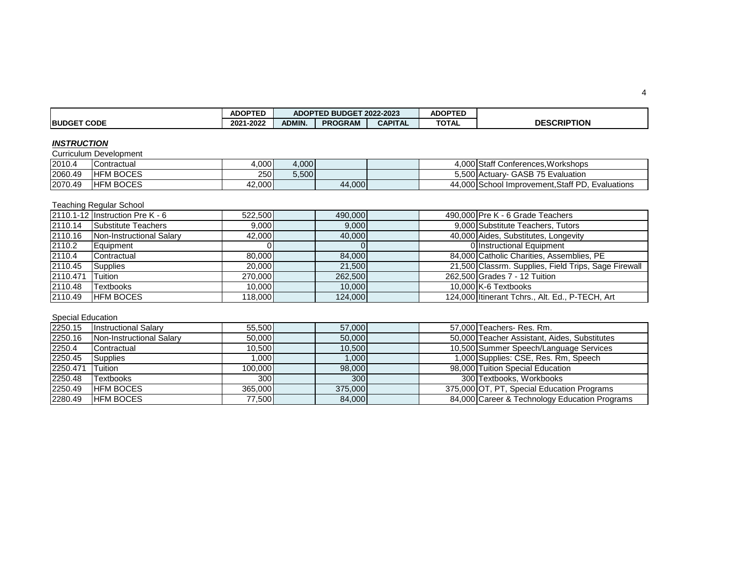| BUDGET CODE | | ADOPTED 2021-2022 | ADOPTED BUDGET 2022-2023 ADMIN. | PROGRAM | CAPITAL | ADOPTED TOTAL | DESCRIPTION |
|---|---|---|---|---|---|---|---|
| ***INSTRUCTION*** | | | | | | | |
| Curriculum Development | | | | | | | |
| 2010.4 | Contractual | 4,000 | 4,000 | | | 4,000 | Staff Conferences,Workshops |
| 2060.49 | HFM BOCES | 250 | 5,500 | | | 5,500 | Actuary- GASB 75 Evaluation |
| 2070.49 | HFM BOCES | 42,000 | | 44,000 | | 44,000 | School Improvement,Staff PD, Evaluations |
| Teaching Regular School | | | | | | | |
| 2110.1-12 | Instruction Pre K - 6 | 522,500 | | 490,000 | | 490,000 | Pre K - 6 Grade Teachers |
| 2110.14 | Substitute Teachers | 9,000 | | 9,000 | | 9,000 | Substitute Teachers, Tutors |
| 2110.16 | Non-Instructional Salary | 42,000 | | 40,000 | | 40,000 | Aides, Substitutes, Longevity |
| 2110.2 | Equipment | 0 | | 0 | | 0 | Instructional Equipment |
| 2110.4 | Contractual | 80,000 | | 84,000 | | 84,000 | Catholic Charities, Assemblies, PE |
| 2110.45 | Supplies | 20,000 | | 21,500 | | 21,500 | Classrm. Supplies, Field Trips, Sage Firewall |
| 2110.471 | Tuition | 270,000 | | 262,500 | | 262,500 | Grades 7 - 12 Tuition |
| 2110.48 | Textbooks | 10,000 | | 10,000 | | 10,000 | K-6 Textbooks |
| 2110.49 | HFM BOCES | 118,000 | | 124,000 | | 124,000 | Itinerant Tchrs., Alt. Ed., P-TECH, Art |
| Special Education | | | | | | | |
| 2250.15 | Instructional Salary | 55,500 | | 57,000 | | 57,000 | Teachers- Res. Rm. |
| 2250.16 | Non-Instructional Salary | 50,000 | | 50,000 | | 50,000 | Teacher Assistant, Aides, Substitutes |
| 2250.4 | Contractual | 10,500 | | 10,500 | | 10,500 | Summer Speech/Language Services |
| 2250.45 | Supplies | 1,000 | | 1,000 | | 1,000 | Supplies: CSE, Res. Rm, Speech |
| 2250.471 | Tuition | 100,000 | | 98,000 | | 98,000 | Tuition Special Education |
| 2250.48 | Textbooks | 300 | | 300 | | 300 | Textbooks, Workbooks |
| 2250.49 | HFM BOCES | 365,000 | | 375,000 | | 375,000 | OT, PT, Special Education Programs |
| 2280.49 | HFM BOCES | 77,500 | | 84,000 | | 84,000 | Career & Technology Education Programs |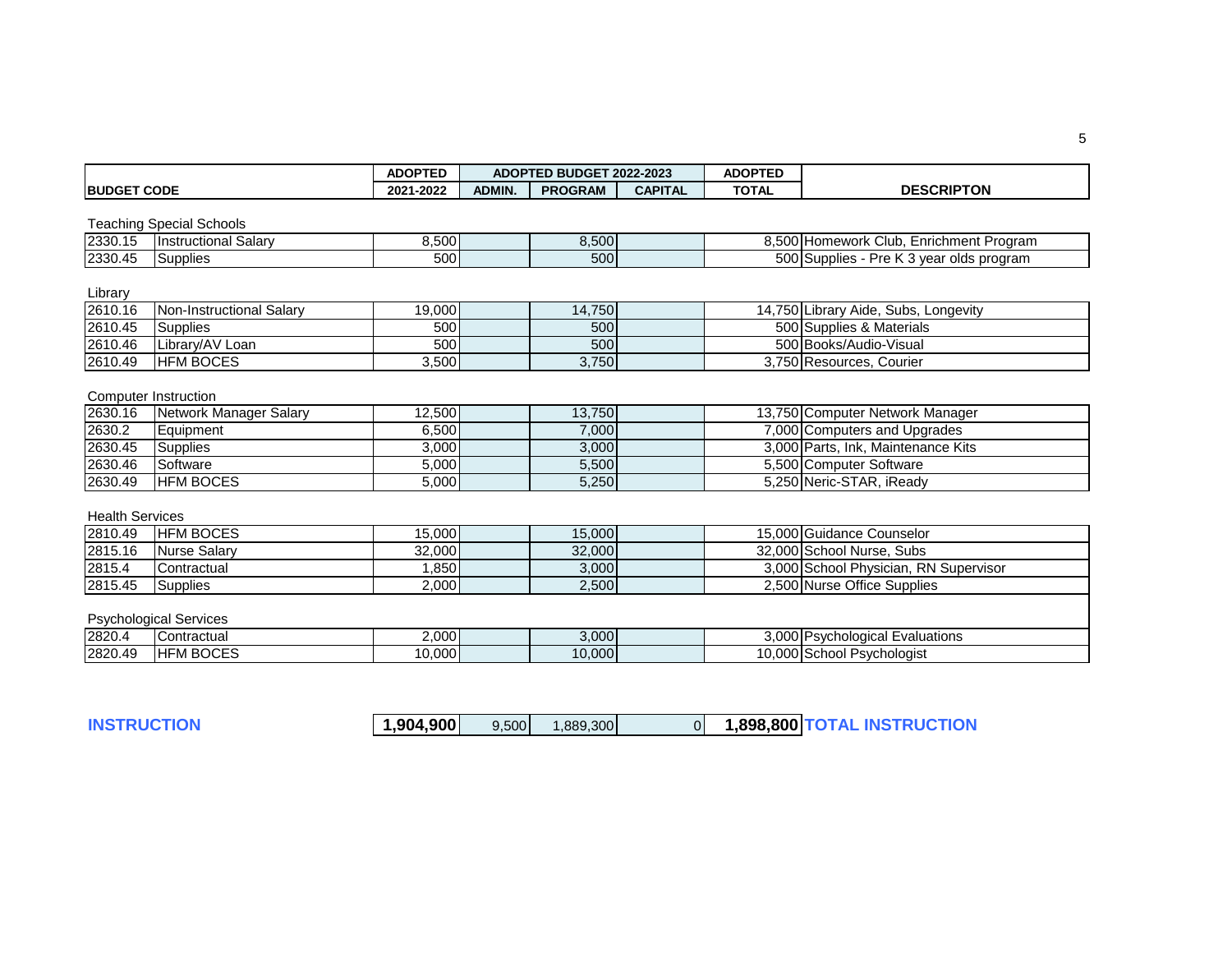| BUDGET CODE | | ADOPTED 2021-2022 | ADOPTED BUDGET 2022-2023 | | | ADOPTED TOTAL | DESCRIPTON |
|---|---|---|---|---|---|---|---|
| | | | ADMIN. | PROGRAM | CAPITAL | | |
| **Teaching Special Schools** | | | | | | | |
| 2330.15 | Instructional Salary | 8,500 | | 8,500 | | 8,500 | Homework Club, Enrichment Program |
| 2330.45 | Supplies | 500 | | 500 | | 500 | Supplies - Pre K 3 year olds program |
| **Library** | | | | | | | |
| 2610.16 | Non-Instructional Salary | 19,000 | | 14,750 | | 14,750 | Library Aide, Subs, Longevity |
| 2610.45 | Supplies | 500 | | 500 | | 500 | Supplies & Materials |
| 2610.46 | Library/AV Loan | 500 | | 500 | | 500 | Books/Audio-Visual |
| 2610.49 | HFM BOCES | 3,500 | | 3,750 | | 3,750 | Resources, Courier |
| **Computer Instruction** | | | | | | | |
| 2630.16 | Network Manager Salary | 12,500 | | 13,750 | | 13,750 | Computer Network Manager |
| 2630.2 | Equipment | 6,500 | | 7,000 | | 7,000 | Computers and Upgrades |
| 2630.45 | Supplies | 3,000 | | 3,000 | | 3,000 | Parts, Ink, Maintenance Kits |
| 2630.46 | Software | 5,000 | | 5,500 | | 5,500 | Computer Software |
| 2630.49 | HFM BOCES | 5,000 | | 5,250 | | 5,250 | Neric-STAR, iReady |
| **Health Services** | | | | | | | |
| 2810.49 | HFM BOCES | 15,000 | | 15,000 | | 15,000 | Guidance Counselor |
| 2815.16 | Nurse Salary | 32,000 | | 32,000 | | 32,000 | School Nurse, Subs |
| 2815.4 | Contractual | 1,850 | | 3,000 | | 3,000 | School Physician, RN Supervisor |
| 2815.45 | Supplies | 2,000 | | 2,500 | | 2,500 | Nurse Office Supplies |
| **Psychological Services** | | | | | | | |
| 2820.4 | Contractual | 2,000 | | 3,000 | | 3,000 | Psychological Evaluations |
| 2820.49 | HFM BOCES | 10,000 | | 10,000 | | 10,000 | School Psychologist |
| **INSTRUCTION** | | **1,904,900** | 9,500 | 1,889,300 | 0 | **1,898,800** | **TOTAL INSTRUCTION** |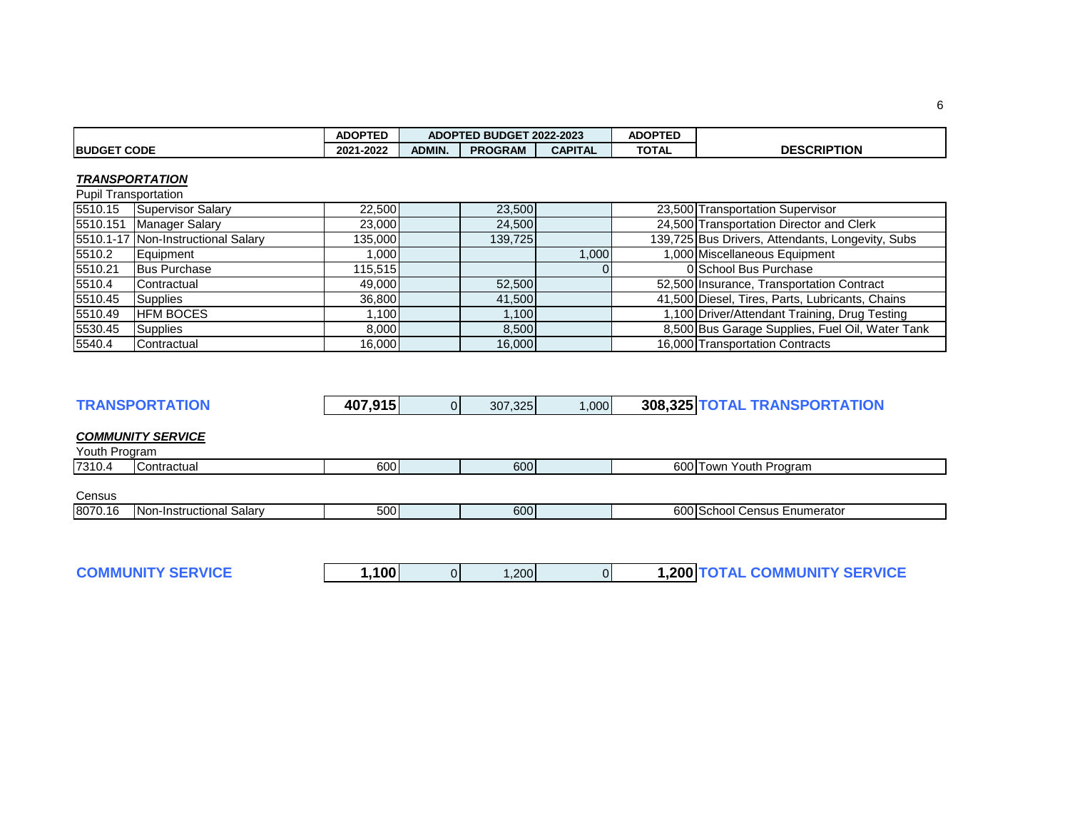| BUDGET CODE | | ADOPTED 2021-2022 | ADOPTED BUDGET 2022-2023 ADMIN. | PROGRAM | CAPITAL | ADOPTED TOTAL | DESCRIPTION |
|---|---|---|---|---|---|---|---|
| ***TRANSPORTATION*** | | | | | | | |
| Pupil Transportation | | | | | | | |
| 5510.15 | Supervisor Salary | 22,500 | | 23,500 | | 23,500 | Transportation Supervisor |
| 5510.151 | Manager Salary | 23,000 | | 24,500 | | 24,500 | Transportation Director and Clerk |
| 5510.1-17 | Non-Instructional Salary | 135,000 | | 139,725 | | 139,725 | Bus Drivers, Attendants, Longevity, Subs |
| 5510.2 | Equipment | 1,000 | | | 1,000 | 1,000 | Miscellaneous Equipment |
| 5510.21 | Bus Purchase | 115,515 | | | 0 | 0 | School Bus Purchase |
| 5510.4 | Contractual | 49,000 | | 52,500 | | 52,500 | Insurance, Transportation Contract |
| 5510.45 | Supplies | 36,800 | | 41,500 | | 41,500 | Diesel, Tires, Parts, Lubricants, Chains |
| 5510.49 | HFM BOCES | 1,100 | | 1,100 | | 1,100 | Driver/Attendant Training, Drug Testing |
| 5530.45 | Supplies | 8,000 | | 8,500 | | 8,500 | Bus Garage Supplies, Fuel Oil, Water Tank |
| 5540.4 | Contractual | 16,000 | | 16,000 | | 16,000 | Transportation Contracts |
| **TRANSPORTATION** | | **407,915** | 0 | 307,325 | 1,000 | **308,325** | **TOTAL TRANSPORTATION** |
| ***COMMUNITY SERVICE*** | | | | | | | |
| Youth Program | | | | | | | |
| 7310.4 | Contractual | 600 | | 600 | | 600 | Town Youth Program |
| Census | | | | | | | |
| 8070.16 | Non-Instructional Salary | 500 | | 600 | | 600 | School Census Enumerator |
| **COMMUNITY SERVICE** | | **1,100** | 0 | 1,200 | 0 | **1,200** | **TOTAL COMMUNITY SERVICE** |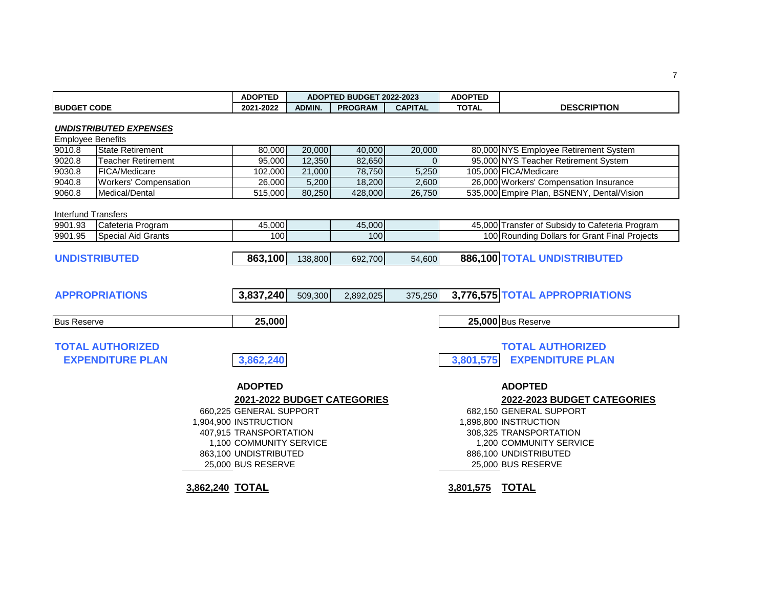| BUDGET CODE | | ADOPTED 2021-2022 | ADOPTED BUDGET 2022-2023 ADMIN. | PROGRAM | CAPITAL | ADOPTED TOTAL | DESCRIPTION |
|---|---|---|---|---|---|---|---|
| ***UNDISTRIBUTED EXPENSES*** | | | | | | | |
| Employee Benefits | | | | | | | |
| 9010.8 | State Retirement | 80,000 | 20,000 | 40,000 | 20,000 | 80,000 | NYS Employee Retirement System |
| 9020.8 | Teacher Retirement | 95,000 | 12,350 | 82,650 | 0 | 95,000 | NYS Teacher Retirement System |
| 9030.8 | FICA/Medicare | 102,000 | 21,000 | 78,750 | 5,250 | 105,000 | FICA/Medicare |
| 9040.8 | Workers' Compensation | 26,000 | 5,200 | 18,200 | 2,600 | 26,000 | Workers' Compensation Insurance |
| 9060.8 | Medical/Dental | 515,000 | 80,250 | 428,000 | 26,750 | 535,000 | Empire Plan, BSNENY, Dental/Vision |
| Interfund Transfers | | | | | | | |
| 9901.93 | Cafeteria Program | 45,000 | | 45,000 | | 45,000 | Transfer of Subsidy to Cafeteria Program |
| 9901.95 | Special Aid Grants | 100 | | 100 | | 100 | Rounding Dollars for Grant Final Projects |
| **UNDISTRIBUTED** | | **863,100** | 138,800 | 692,700 | 54,600 | **886,100** | **TOTAL UNDISTRIBUTED** |
| **APPROPRIATIONS** | | **3,837,240** | 509,300 | 2,892,025 | 375,250 | **3,776,575** | **TOTAL APPROPRIATIONS** |
| Bus Reserve | | **25,000** | | | | **25,000** | Bus Reserve |
| **TOTAL AUTHORIZED EXPENDITURE PLAN** | | **3,862,240** | | | | **3,801,575** | **TOTAL AUTHORIZED EXPENDITURE PLAN** |

**ADOPTED**
**2021-2022 BUDGET CATEGORIES**

| Amount | Category |
|---|---|
| 660,225 | GENERAL SUPPORT |
| 1,904,900 | INSTRUCTION |
| 407,915 | TRANSPORTATION |
| 1,100 | COMMUNITY SERVICE |
| 863,100 | UNDISTRIBUTED |
| 25,000 | BUS RESERVE |
| **3,862,240** | **TOTAL** |

**ADOPTED**
**2022-2023 BUDGET CATEGORIES**

| Amount | Category |
|---|---|
| 682,150 | GENERAL SUPPORT |
| 1,898,800 | INSTRUCTION |
| 308,325 | TRANSPORTATION |
| 1,200 | COMMUNITY SERVICE |
| 886,100 | UNDISTRIBUTED |
| 25,000 | BUS RESERVE |
| **3,801,575** | **TOTAL** |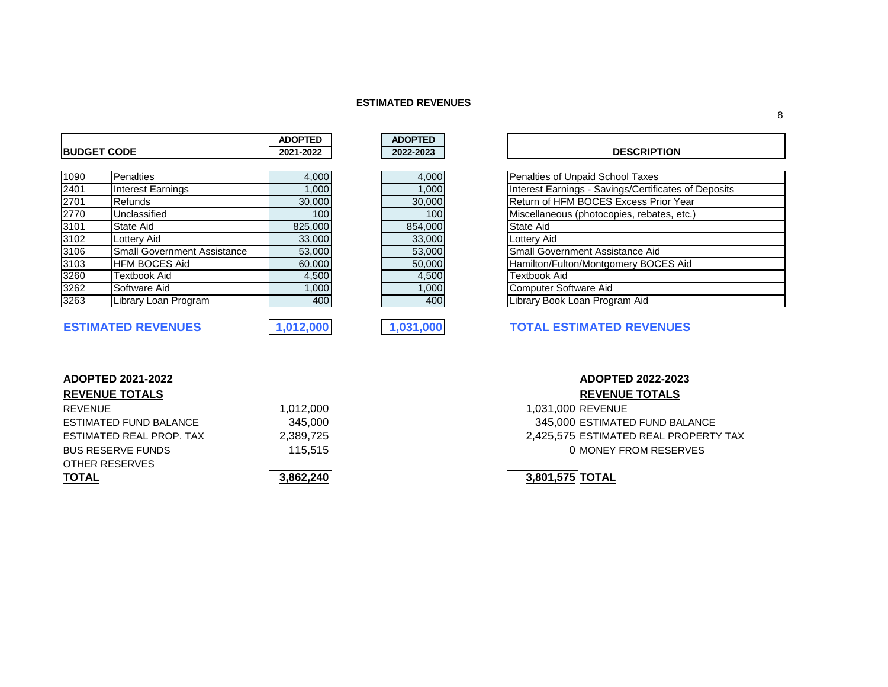## ESTIMATED REVENUES

| BUDGET CODE | | ADOPTED 2021-2022 | ADOPTED 2022-2023 | DESCRIPTION |
|---|---|---|---|---|
| 1090 | Penalties | 4,000 | 4,000 | Penalties of Unpaid School Taxes |
| 2401 | Interest Earnings | 1,000 | 1,000 | Interest Earnings - Savings/Certificates of Deposits |
| 2701 | Refunds | 30,000 | 30,000 | Return of HFM BOCES Excess Prior Year |
| 2770 | Unclassified | 100 | 100 | Miscellaneous (photocopies, rebates, etc.) |
| 3101 | State Aid | 825,000 | 854,000 | State Aid |
| 3102 | Lottery Aid | 33,000 | 33,000 | Lottery Aid |
| 3106 | Small Government Assistance | 53,000 | 53,000 | Small Government Assistance Aid |
| 3103 | HFM BOCES Aid | 60,000 | 50,000 | Hamilton/Fulton/Montgomery BOCES Aid |
| 3260 | Textbook Aid | 4,500 | 4,500 | Textbook Aid |
| 3262 | Software Aid | 1,000 | 1,000 | Computer Software Aid |
| 3263 | Library Loan Program | 400 | 400 | Library Book Loan Program Aid |
| **ESTIMATED REVENUES** | | **1,012,000** | **1,031,000** | **TOTAL ESTIMATED REVENUES** |

**ADOPTED 2021-2022**

**REVENUE TOTALS**

| | |
|---|---|
| REVENUE | 1,012,000 |
| ESTIMATED FUND BALANCE | 345,000 |
| ESTIMATED REAL PROP. TAX | 2,389,725 |
| BUS RESERVE FUNDS | 115,515 |
| OTHER RESERVES | |
| **TOTAL** | **3,862,240** |

**ADOPTED 2022-2023**

**REVENUE TOTALS**

| | |
|---|---|
| 1,031,000 | REVENUE |
| 345,000 | ESTIMATED FUND BALANCE |
| 2,425,575 | ESTIMATED REAL PROPERTY TAX |
| 0 | MONEY FROM RESERVES |
| **3,801,575** | **TOTAL** |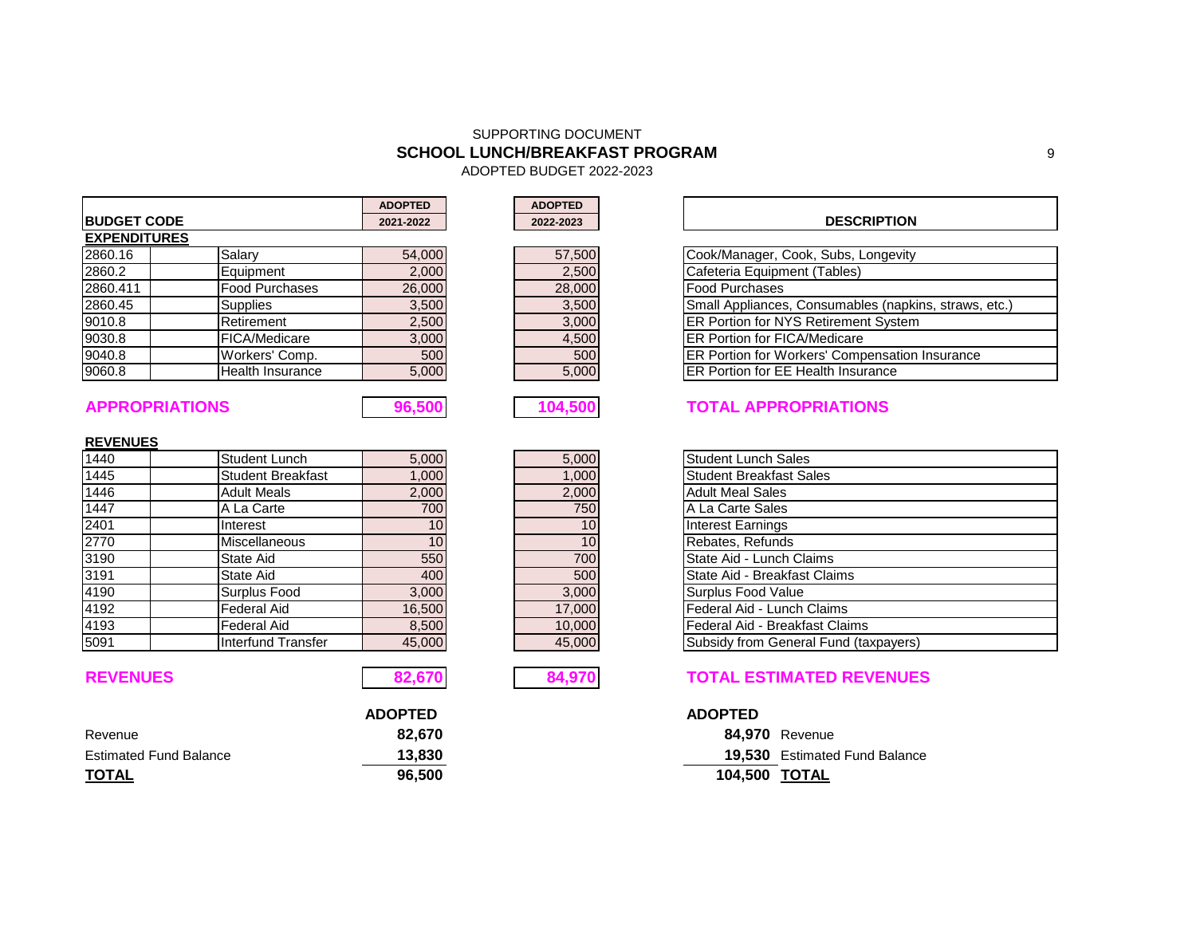SUPPORTING DOCUMENT

# SCHOOL LUNCH/BREAKFAST PROGRAM

ADOPTED BUDGET 2022-2023

| BUDGET CODE | | | ADOPTED 2021-2022 | ADOPTED 2022-2023 | DESCRIPTION |
|---|---|---|---|---|---|
| **EXPENDITURES** | | | | | |
| 2860.16 | | Salary | 54,000 | 57,500 | Cook/Manager, Cook, Subs, Longevity |
| 2860.2 | | Equipment | 2,000 | 2,500 | Cafeteria Equipment (Tables) |
| 2860.411 | | Food Purchases | 26,000 | 28,000 | Food Purchases |
| 2860.45 | | Supplies | 3,500 | 3,500 | Small Appliances, Consumables (napkins, straws, etc.) |
| 9010.8 | | Retirement | 2,500 | 3,000 | ER Portion for NYS Retirement System |
| 9030.8 | | FICA/Medicare | 3,000 | 4,500 | ER Portion for FICA/Medicare |
| 9040.8 | | Workers' Comp. | 500 | 500 | ER Portion for Workers' Compensation Insurance |
| 9060.8 | | Health Insurance | 5,000 | 5,000 | ER Portion for EE Health Insurance |
| **APPROPRIATIONS** | | | **96,500** | **104,500** | **TOTAL APPROPRIATIONS** |
| **REVENUES** | | | | | |
| 1440 | | Student Lunch | 5,000 | 5,000 | Student Lunch Sales |
| 1445 | | Student Breakfast | 1,000 | 1,000 | Student Breakfast Sales |
| 1446 | | Adult Meals | 2,000 | 2,000 | Adult Meal Sales |
| 1447 | | A La Carte | 700 | 750 | A La Carte Sales |
| 2401 | | Interest | 10 | 10 | Interest Earnings |
| 2770 | | Miscellaneous | 10 | 10 | Rebates, Refunds |
| 3190 | | State Aid | 550 | 700 | State Aid - Lunch Claims |
| 3191 | | State Aid | 400 | 500 | State Aid - Breakfast Claims |
| 4190 | | Surplus Food | 3,000 | 3,000 | Surplus Food Value |
| 4192 | | Federal Aid | 16,500 | 17,000 | Federal Aid - Lunch Claims |
| 4193 | | Federal Aid | 8,500 | 10,000 | Federal Aid - Breakfast Claims |
| 5091 | | Interfund Transfer | 45,000 | 45,000 | Subsidy from General Fund (taxpayers) |
| **REVENUES** | | | **82,670** | **84,970** | **TOTAL ESTIMATED REVENUES** |

| | ADOPTED 2021-2022 | ADOPTED 2022-2023 |
|---|---|---|
| Revenue | 82,670 | 84,970 |
| Estimated Fund Balance | 13,830 | 19,530 |
| **TOTAL** | **96,500** | **104,500** |